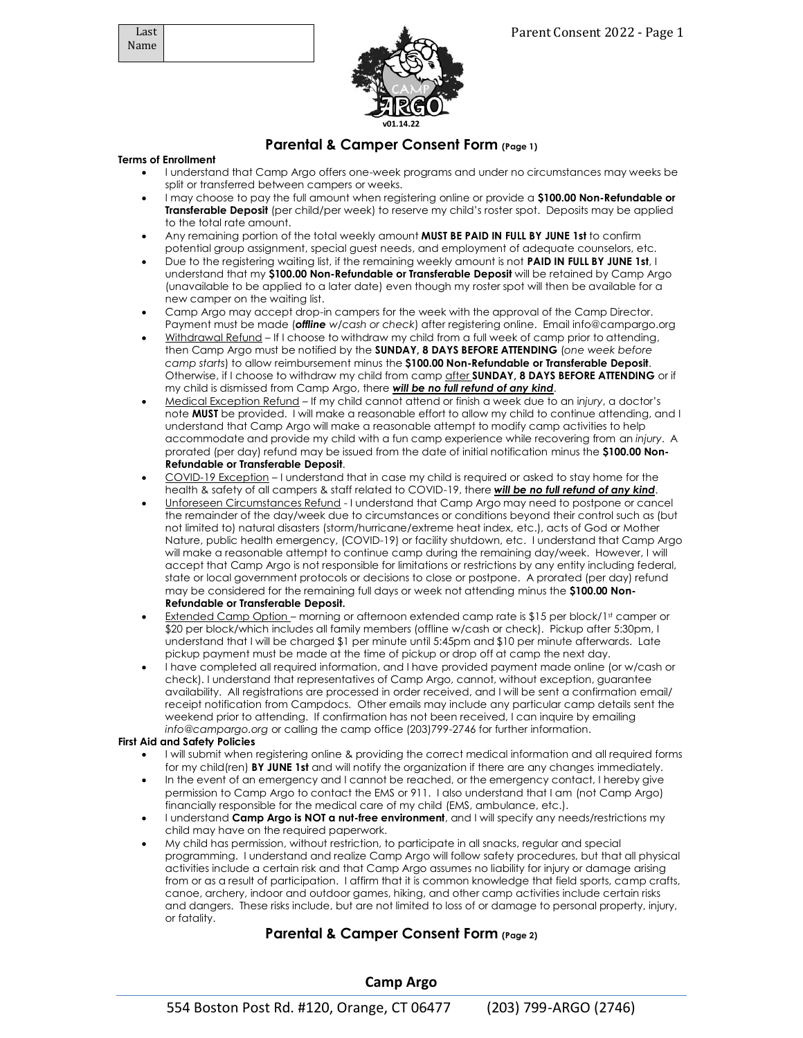| Last Name | |
|---|---|

v01.14.22

## Parental & Camper Consent Form (Page 1)

**Terms of Enrollment**

- I understand that Camp Argo offers one-week programs and under no circumstances may weeks be split or transferred between campers or weeks.
- I may choose to pay the full amount when registering online or provide a **$100.00 Non-Refundable or Transferable Deposit** (per child/per week) to reserve my child's roster spot. Deposits may be applied to the total rate amount.
- Any remaining portion of the total weekly amount **MUST BE PAID IN FULL BY JUNE 1st** to confirm potential group assignment, special guest needs, and employment of adequate counselors, etc.
- Due to the registering waiting list, if the remaining weekly amount is not **PAID IN FULL BY JUNE 1st**, I understand that my **$100.00 Non-Refundable or Transferable Deposit** will be retained by Camp Argo (unavailable to be applied to a later date) even though my roster spot will then be available for a new camper on the waiting list.
- Camp Argo may accept drop-in campers for the week with the approval of the Camp Director. Payment must be made (***offline*** *w/cash or check*) after registering online. Email info@campargo.org
- Withdrawal Refund – If I choose to withdraw my child from a full week of camp prior to attending, then Camp Argo must be notified by the **SUNDAY, 8 DAYS BEFORE ATTENDING** (*one week before camp starts*) to allow reimbursement minus the **$100.00 Non-Refundable or Transferable Deposit**. Otherwise, if I choose to withdraw my child from camp after **SUNDAY, 8 DAYS BEFORE ATTENDING** or if my child is dismissed from Camp Argo, there ***will be no full refund of any kind***.
- Medical Exception Refund – If my child cannot attend or finish a week due to an *injury*, a doctor's note **MUST** be provided. I will make a reasonable effort to allow my child to continue attending, and I understand that Camp Argo will make a reasonable attempt to modify camp activities to help accommodate and provide my child with a fun camp experience while recovering from an *injury*. A prorated (per day) refund may be issued from the date of initial notification minus the **$100.00 Non-Refundable or Transferable Deposit**.
- COVID-19 Exception – I understand that in case my child is required or asked to stay home for the health & safety of all campers & staff related to COVID-19, there ***will be no full refund of any kind***.
- Unforeseen Circumstances Refund - I understand that Camp Argo may need to postpone or cancel the remainder of the day/week due to circumstances or conditions beyond their control such as (but not limited to) natural disasters (storm/hurricane/extreme heat index, etc.), acts of God or Mother Nature, public health emergency, (COVID-19) or facility shutdown, etc. I understand that Camp Argo will make a reasonable attempt to continue camp during the remaining day/week. However, I will accept that Camp Argo is not responsible for limitations or restrictions by any entity including federal, state or local government protocols or decisions to close or postpone. A prorated (per day) refund may be considered for the remaining full days or week not attending minus the **$100.00 Non-Refundable or Transferable Deposit.**
- Extended Camp Option – morning or afternoon extended camp rate is $15 per block/1st camper or $20 per block/which includes all family members (offline w/cash or check). Pickup after 5:30pm, I understand that I will be charged $1 per minute until 5:45pm and $10 per minute afterwards. Late pickup payment must be made at the time of pickup or drop off at camp the next day.
- I have completed all required information, and I have provided payment made online (or w/cash or check). I understand that representatives of Camp Argo, cannot, without exception, guarantee availability. All registrations are processed in order received, and I will be sent a confirmation email/ receipt notification from Campdocs. Other emails may include any particular camp details sent the weekend prior to attending. If confirmation has not been received, I can inquire by emailing *info@campargo.org* or calling the camp office (203)799-2746 for further information.

**First Aid and Safety Policies**

- I will submit when registering online & providing the correct medical information and all required forms for my child(ren) **BY JUNE 1st** and will notify the organization if there are any changes immediately.
- In the event of an emergency and I cannot be reached, or the emergency contact, I hereby give permission to Camp Argo to contact the EMS or 911. I also understand that I am (not Camp Argo) financially responsible for the medical care of my child (EMS, ambulance, etc.).
- I understand **Camp Argo is NOT a nut-free environment**, and I will specify any needs/restrictions my child may have on the required paperwork.
- My child has permission, without restriction, to participate in all snacks, regular and special programming. I understand and realize Camp Argo will follow safety procedures, but that all physical activities include a certain risk and that Camp Argo assumes no liability for injury or damage arising from or as a result of participation. I affirm that it is common knowledge that field sports, camp crafts, canoe, archery, indoor and outdoor games, hiking, and other camp activities include certain risks and dangers. These risks include, but are not limited to loss of or damage to personal property, injury, or fatality.

## Parental & Camper Consent Form (Page 2)

**Camp Argo**

554 Boston Post Rd. #120, Orange, CT 06477 (203) 799-ARGO (2746)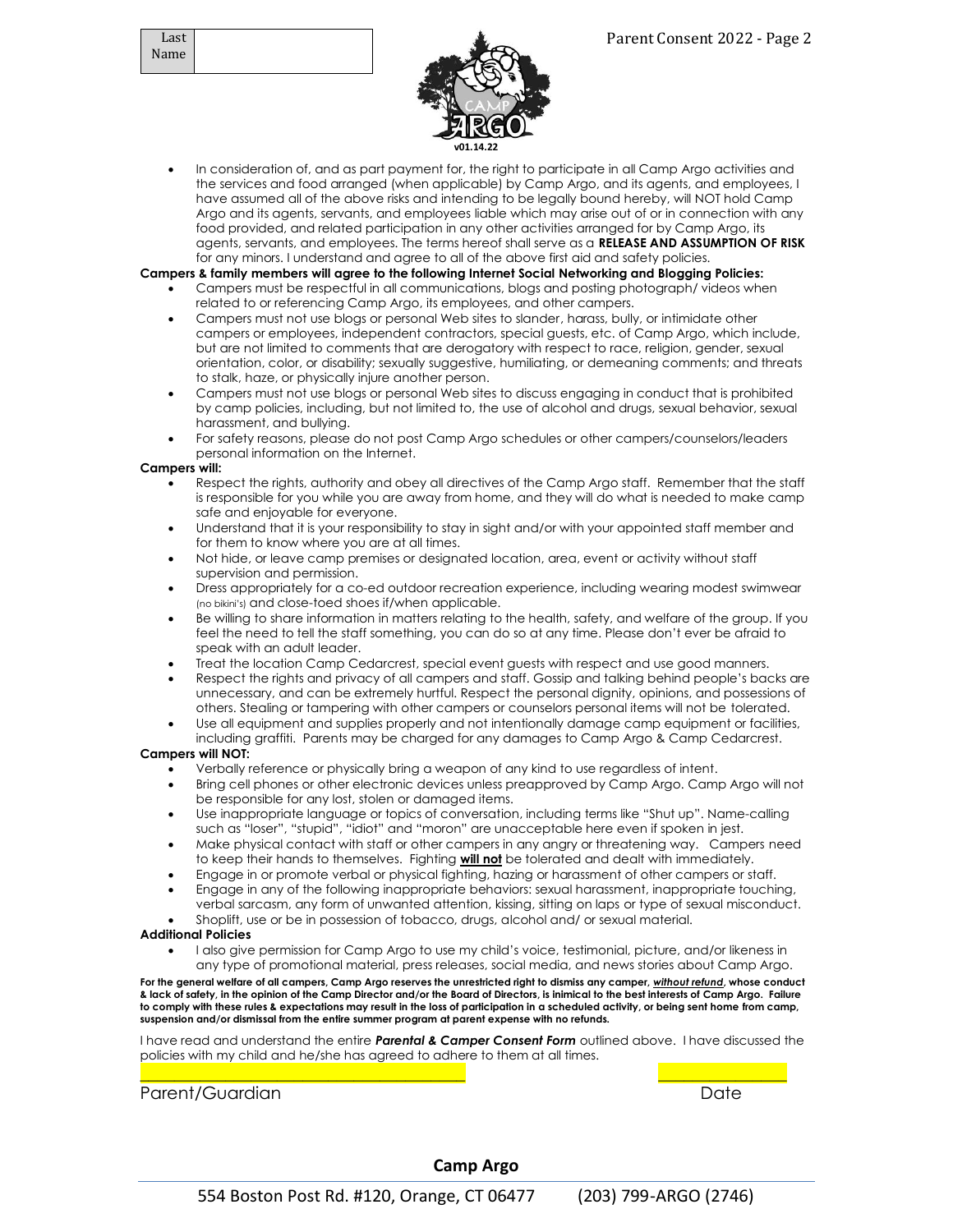| Last Name | |
|---|---|

v01.14.22

- In consideration of, and as part payment for, the right to participate in all Camp Argo activities and the services and food arranged (when applicable) by Camp Argo, and its agents, and employees, I have assumed all of the above risks and intending to be legally bound hereby, will NOT hold Camp Argo and its agents, servants, and employees liable which may arise out of or in connection with any food provided, and related participation in any other activities arranged for by Camp Argo, its agents, servants, and employees. The terms hereof shall serve as a **RELEASE AND ASSUMPTION OF RISK** for any minors. I understand and agree to all of the above first aid and safety policies.

**Campers & family members will agree to the following Internet Social Networking and Blogging Policies:**

- Campers must be respectful in all communications, blogs and posting photograph/ videos when related to or referencing Camp Argo, its employees, and other campers.
- Campers must not use blogs or personal Web sites to slander, harass, bully, or intimidate other campers or employees, independent contractors, special guests, etc. of Camp Argo, which include, but are not limited to comments that are derogatory with respect to race, religion, gender, sexual orientation, color, or disability; sexually suggestive, humiliating, or demeaning comments; and threats to stalk, haze, or physically injure another person.
- Campers must not use blogs or personal Web sites to discuss engaging in conduct that is prohibited by camp policies, including, but not limited to, the use of alcohol and drugs, sexual behavior, sexual harassment, and bullying.
- For safety reasons, please do not post Camp Argo schedules or other campers/counselors/leaders personal information on the Internet.

**Campers will:**

- Respect the rights, authority and obey all directives of the Camp Argo staff. Remember that the staff is responsible for you while you are away from home, and they will do what is needed to make camp safe and enjoyable for everyone.
- Understand that it is your responsibility to stay in sight and/or with your appointed staff member and for them to know where you are at all times.
- Not hide, or leave camp premises or designated location, area, event or activity without staff supervision and permission.
- Dress appropriately for a co-ed outdoor recreation experience, including wearing modest swimwear (no bikini's) and close-toed shoes if/when applicable.
- Be willing to share information in matters relating to the health, safety, and welfare of the group. If you feel the need to tell the staff something, you can do so at any time. Please don't ever be afraid to speak with an adult leader.
- Treat the location Camp Cedarcrest, special event guests with respect and use good manners.
- Respect the rights and privacy of all campers and staff. Gossip and talking behind people's backs are unnecessary, and can be extremely hurtful. Respect the personal dignity, opinions, and possessions of others. Stealing or tampering with other campers or counselors personal items will not be tolerated.
- Use all equipment and supplies properly and not intentionally damage camp equipment or facilities, including graffiti. Parents may be charged for any damages to Camp Argo & Camp Cedarcrest.

**Campers will NOT:**

- Verbally reference or physically bring a weapon of any kind to use regardless of intent.
- Bring cell phones or other electronic devices unless preapproved by Camp Argo. Camp Argo will not be responsible for any lost, stolen or damaged items.
- Use inappropriate language or topics of conversation, including terms like "Shut up". Name-calling such as "loser", "stupid", "idiot" and "moron" are unacceptable here even if spoken in jest.
- Make physical contact with staff or other campers in any angry or threatening way. Campers need to keep their hands to themselves. Fighting ***will not*** be tolerated and dealt with immediately.
- Engage in or promote verbal or physical fighting, hazing or harassment of other campers or staff.
- Engage in any of the following inappropriate behaviors: sexual harassment, inappropriate touching, verbal sarcasm, any form of unwanted attention, kissing, sitting on laps or type of sexual misconduct.
- Shoplift, use or be in possession of tobacco, drugs, alcohol and/ or sexual material.

**Additional Policies**

- I also give permission for Camp Argo to use my child's voice, testimonial, picture, and/or likeness in any type of promotional material, press releases, social media, and news stories about Camp Argo.

**For the general welfare of all campers, Camp Argo reserves the unrestricted right to dismiss any camper, *without refund*, whose conduct & lack of safety, in the opinion of the Camp Director and/or the Board of Directors, is inimical to the best interests of Camp Argo. Failure to comply with these rules & expectations may result in the loss of participation in a scheduled activity, or being sent home from camp, suspension and/or dismissal from the entire summer program at parent expense with no refunds.**

I have read and understand the entire ***Parental & Camper Consent Form*** outlined above. I have discussed the policies with my child and he/she has agreed to adhere to them at all times.

_______________________________________ _______________

Parent/Guardian Date

**Camp Argo**

554 Boston Post Rd. #120, Orange, CT 06477 (203) 799-ARGO (2746)